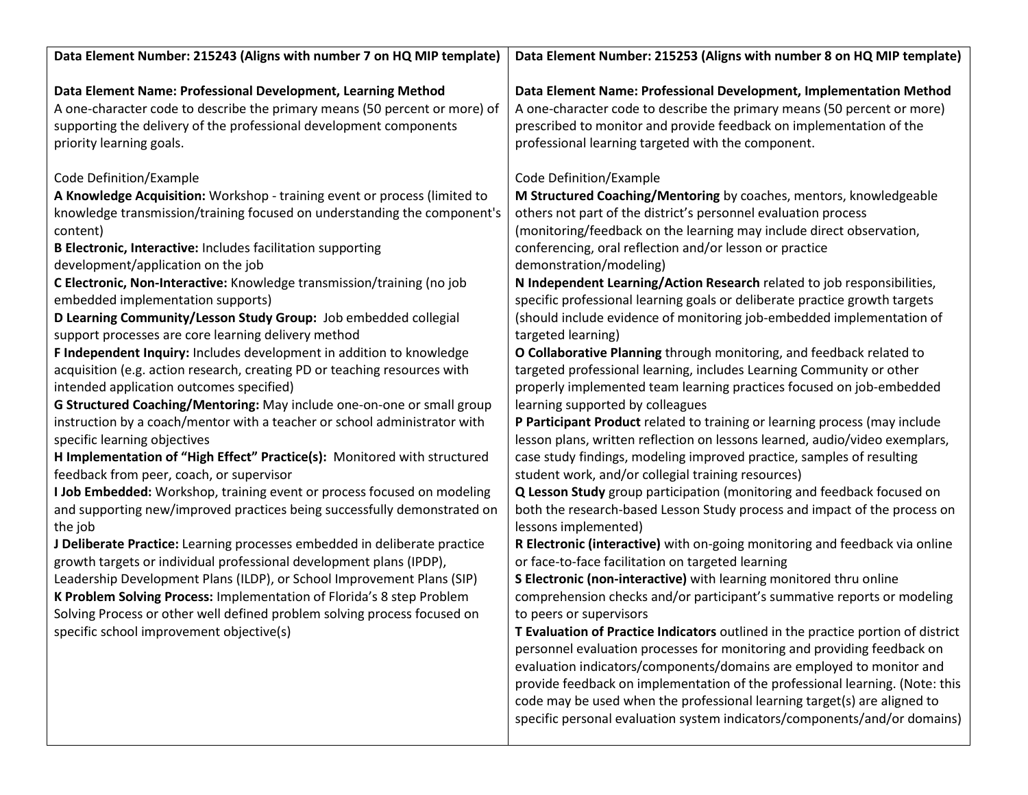**Data Element Number: 215243 (Aligns with number 7 on HQ MIP template)**

**Data Element Name: Professional Development, Learning Method**
A one-character code to describe the primary means (50 percent or more) of supporting the delivery of the professional development components priority learning goals.

Code Definition/Example

**A Knowledge Acquisition:** Workshop - training event or process (limited to knowledge transmission/training focused on understanding the component's content)
**B Electronic, Interactive:** Includes facilitation supporting development/application on the job
**C Electronic, Non-Interactive:** Knowledge transmission/training (no job embedded implementation supports)
**D Learning Community/Lesson Study Group:** Job embedded collegial support processes are core learning delivery method
**F Independent Inquiry:** Includes development in addition to knowledge acquisition (e.g. action research, creating PD or teaching resources with intended application outcomes specified)
**G Structured Coaching/Mentoring:** May include one-on-one or small group instruction by a coach/mentor with a teacher or school administrator with specific learning objectives
**H Implementation of "High Effect" Practice(s):** Monitored with structured feedback from peer, coach, or supervisor
**I Job Embedded:** Workshop, training event or process focused on modeling and supporting new/improved practices being successfully demonstrated on the job
**J Deliberate Practice:** Learning processes embedded in deliberate practice growth targets or individual professional development plans (IPDP), Leadership Development Plans (ILDP), or School Improvement Plans (SIP)
**K Problem Solving Process:** Implementation of Florida's 8 step Problem Solving Process or other well defined problem solving process focused on specific school improvement objective(s)

**Data Element Number: 215253 (Aligns with number 8 on HQ MIP template)**

**Data Element Name: Professional Development, Implementation Method**
A one-character code to describe the primary means (50 percent or more) prescribed to monitor and provide feedback on implementation of the professional learning targeted with the component.

Code Definition/Example

**M Structured Coaching/Mentoring** by coaches, mentors, knowledgeable others not part of the district's personnel evaluation process (monitoring/feedback on the learning may include direct observation, conferencing, oral reflection and/or lesson or practice demonstration/modeling)
**N Independent Learning/Action Research** related to job responsibilities, specific professional learning goals or deliberate practice growth targets (should include evidence of monitoring job-embedded implementation of targeted learning)
**O Collaborative Planning** through monitoring, and feedback related to targeted professional learning, includes Learning Community or other properly implemented team learning practices focused on job-embedded learning supported by colleagues
**P Participant Product** related to training or learning process (may include lesson plans, written reflection on lessons learned, audio/video exemplars, case study findings, modeling improved practice, samples of resulting student work, and/or collegial training resources)
**Q Lesson Study** group participation (monitoring and feedback focused on both the research-based Lesson Study process and impact of the process on lessons implemented)
**R Electronic (interactive)** with on-going monitoring and feedback via online or face-to-face facilitation on targeted learning
**S Electronic (non-interactive)** with learning monitored thru online comprehension checks and/or participant's summative reports or modeling to peers or supervisors
**T Evaluation of Practice Indicators** outlined in the practice portion of district personnel evaluation processes for monitoring and providing feedback on evaluation indicators/components/domains are employed to monitor and provide feedback on implementation of the professional learning. (Note: this code may be used when the professional learning target(s) are aligned to specific personal evaluation system indicators/components/and/or domains)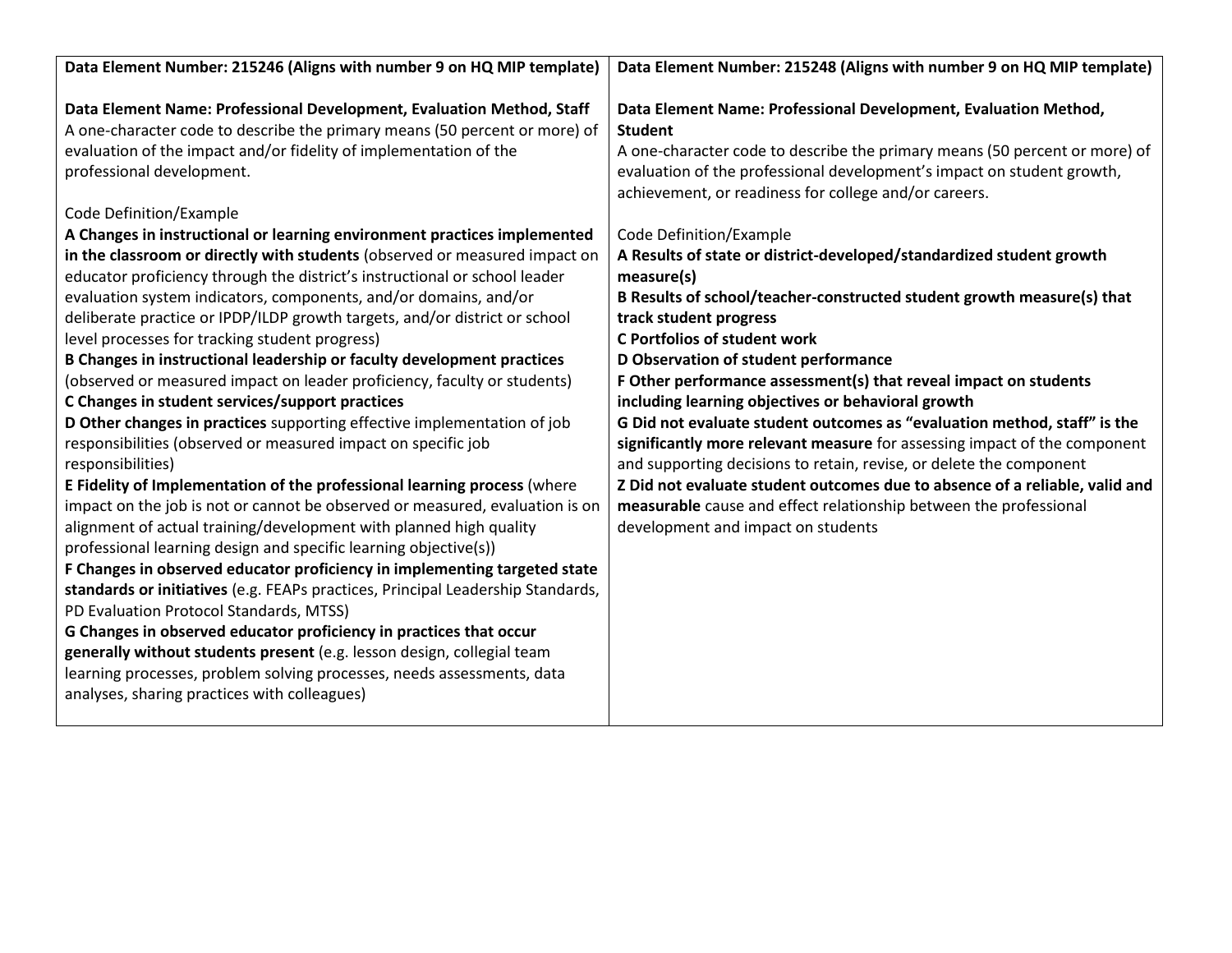| **Data Element Number: 215246 (Aligns with number 9 on HQ MIP template)** | **Data Element Number: 215248 (Aligns with number 9 on HQ MIP template)** |
|---|---|
| **Data Element Name: Professional Development, Evaluation Method, Staff**<br>A one-character code to describe the primary means (50 percent or more) of evaluation of the impact and/or fidelity of implementation of the professional development.<br><br>Code Definition/Example<br>**A Changes in instructional or learning environment practices implemented in the classroom or directly with students** (observed or measured impact on educator proficiency through the district's instructional or school leader evaluation system indicators, components, and/or domains, and/or deliberate practice or IPDP/ILDP growth targets, and/or district or school level processes for tracking student progress)<br>**B Changes in instructional leadership or faculty development practices** (observed or measured impact on leader proficiency, faculty or students)<br>**C Changes in student services/support practices**<br>**D Other changes in practices** supporting effective implementation of job responsibilities (observed or measured impact on specific job responsibilities)<br>**E Fidelity of Implementation of the professional learning process** (where impact on the job is not or cannot be observed or measured, evaluation is on alignment of actual training/development with planned high quality professional learning design and specific learning objective(s))<br>**F Changes in observed educator proficiency in implementing targeted state standards or initiatives** (e.g. FEAPs practices, Principal Leadership Standards, PD Evaluation Protocol Standards, MTSS)<br>**G Changes in observed educator proficiency in practices that occur generally without students present** (e.g. lesson design, collegial team learning processes, problem solving processes, needs assessments, data analyses, sharing practices with colleagues) | **Data Element Name: Professional Development, Evaluation Method, Student**<br>A one-character code to describe the primary means (50 percent or more) of evaluation of the professional development's impact on student growth, achievement, or readiness for college and/or careers.<br><br>Code Definition/Example<br>**A Results of state or district-developed/standardized student growth measure(s)**<br>**B Results of school/teacher-constructed student growth measure(s) that track student progress**<br>**C Portfolios of student work**<br>**D Observation of student performance**<br>**F Other performance assessment(s) that reveal impact on students including learning objectives or behavioral growth**<br>**G Did not evaluate student outcomes as "evaluation method, staff" is the significantly more relevant measure** for assessing impact of the component and supporting decisions to retain, revise, or delete the component<br>**Z Did not evaluate student outcomes due to absence of a reliable, valid and measurable** cause and effect relationship between the professional development and impact on students |